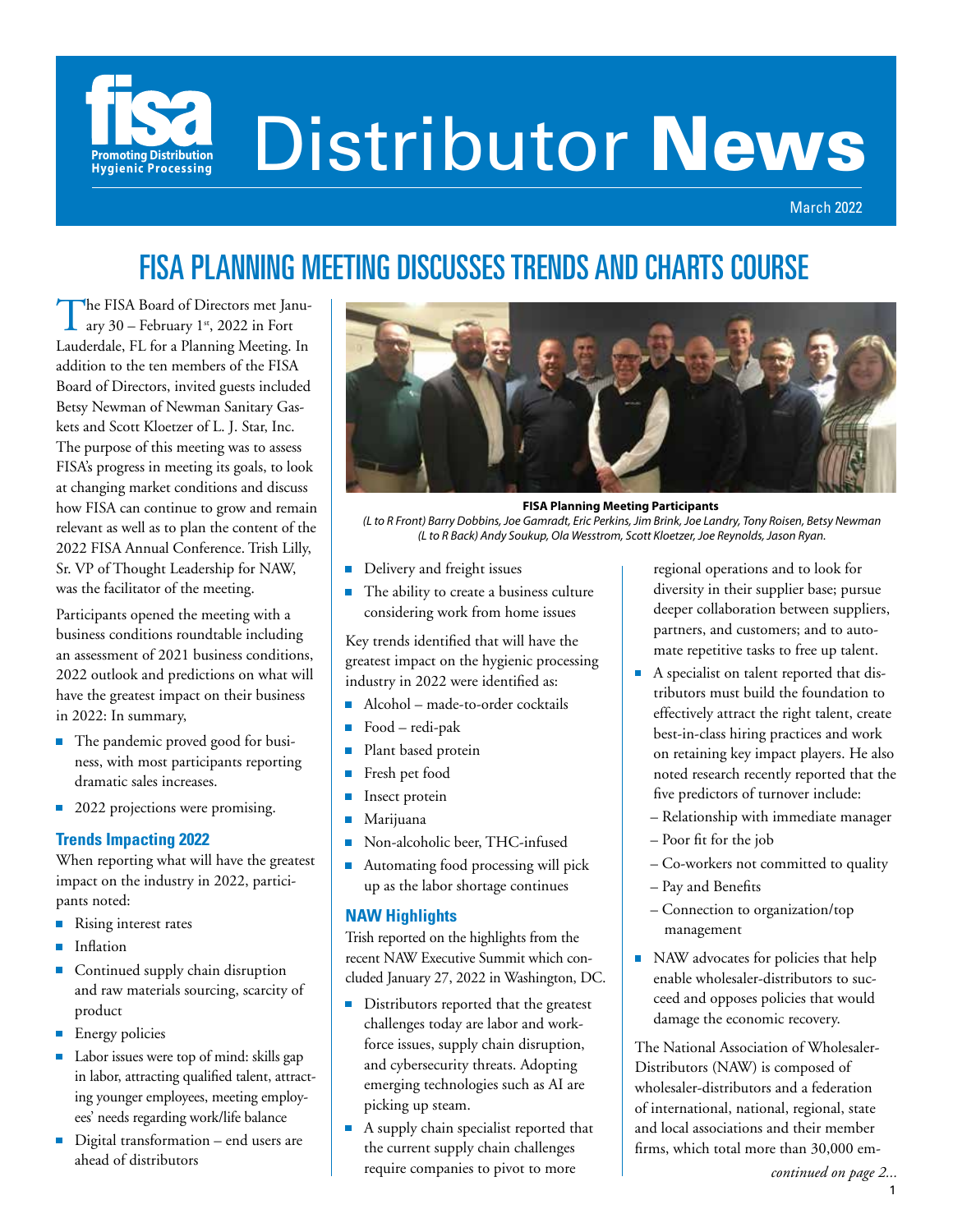# fisa Distributor News

Promoting Distribution Hygienic Processing

March 2022

## FISA PLANNING MEETING DISCUSSES TRENDS AND CHARTS COURSE

The FISA Board of Directors met January 30 – February 1st, 2022 in Fort Lauderdale, FL for a Planning Meeting. In addition to the ten members of the FISA Board of Directors, invited guests included Betsy Newman of Newman Sanitary Gaskets and Scott Kloetzer of L. J. Star, Inc. The purpose of this meeting was to assess FISA's progress in meeting its goals, to look at changing market conditions and discuss how FISA can continue to grow and remain relevant as well as to plan the content of the 2022 FISA Annual Conference. Trish Lilly, Sr. VP of Thought Leadership for NAW, was the facilitator of the meeting.

Participants opened the meeting with a business conditions roundtable including an assessment of 2021 business conditions, 2022 outlook and predictions on what will have the greatest impact on their business in 2022: In summary,

- The pandemic proved good for business, with most participants reporting dramatic sales increases.
- 2022 projections were promising.

**FISA Planning Meeting Participants**

*(L to R Front) Barry Dobbins, Joe Gamradt, Eric Perkins, Jim Brink, Joe Landry, Tony Roisen, Betsy Newman (L to R Back) Andy Soukup, Ola Wesstrom, Scott Kloetzer, Joe Reynolds, Jason Ryan.*

### Trends Impacting 2022

When reporting what will have the greatest impact on the industry in 2022, participants noted:

- Rising interest rates
- Inflation
- Continued supply chain disruption and raw materials sourcing, scarcity of product
- Energy policies
- Labor issues were top of mind: skills gap in labor, attracting qualified talent, attracting younger employees, meeting employees' needs regarding work/life balance
- Digital transformation – end users are ahead of distributors
- Delivery and freight issues
- The ability to create a business culture considering work from home issues

Key trends identified that will have the greatest impact on the hygienic processing industry in 2022 were identified as:

- Alcohol – made-to-order cocktails
- Food – redi-pak
- Plant based protein
- Fresh pet food
- Insect protein
- Marijuana
- Non-alcoholic beer, THC-infused
- Automating food processing will pick up as the labor shortage continues

### NAW Highlights

Trish reported on the highlights from the recent NAW Executive Summit which concluded January 27, 2022 in Washington, DC.

- Distributors reported that the greatest challenges today are labor and workforce issues, supply chain disruption, and cybersecurity threats. Adopting emerging technologies such as AI are picking up steam.
- A supply chain specialist reported that the current supply chain challenges require companies to pivot to more regional operations and to look for diversity in their supplier base; pursue deeper collaboration between suppliers, partners, and customers; and to automate repetitive tasks to free up talent.
- A specialist on talent reported that distributors must build the foundation to effectively attract the right talent, create best-in-class hiring practices and work on retaining key impact players. He also noted research recently reported that the five predictors of turnover include:
  – Relationship with immediate manager
  – Poor fit for the job
  – Co-workers not committed to quality
  – Pay and Benefits
  – Connection to organization/top management
- NAW advocates for policies that help enable wholesaler-distributors to succeed and opposes policies that would damage the economic recovery.

The National Association of Wholesaler-Distributors (NAW) is composed of wholesaler-distributors and a federation of international, national, regional, state and local associations and their member firms, which total more than 30,000 em-

*continued on page 2...*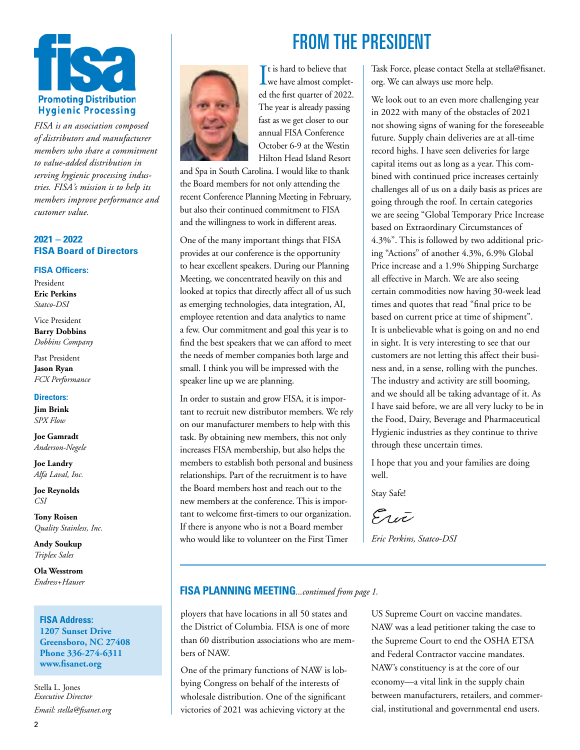**Promoting Distribution Hygienic Processing**

*FISA is an association composed of distributors and manufacturer members who share a commitment to value-added distribution in serving hygienic processing industries. FISA's mission is to help its members improve performance and customer value.*

### 2021 – 2022 FISA Board of Directors

#### FISA Officers:

President
**Eric Perkins**
*Statco-DSI*

Vice President
**Barry Dobbins**
*Dobbins Company*

Past President
**Jason Ryan**
*FCX Performance*

#### Directors:

**Jim Brink**
*SPX Flow*

**Joe Gamradt**
*Anderson-Negele*

**Joe Landry**
*Alfa Laval, Inc.*

**Joe Reynolds**
*CSI*

**Tony Roisen**
*Quality Stainless, Inc.*

**Andy Soukup**
*Triplex Sales*

**Ola Wesstrom**
*Endress+Hauser*

**FISA Address:**
**1207 Sunset Drive**
**Greensboro, NC 27408**
**Phone 336-274-6311**
**www.fisanet.org**

Stella L. Jones
*Executive Director*
*Email: stella@fisanet.org*

# FROM THE PRESIDENT

It is hard to believe that we have almost completed the first quarter of 2022. The year is already passing fast as we get closer to our annual FISA Conference October 6-9 at the Westin Hilton Head Island Resort and Spa in South Carolina. I would like to thank the Board members for not only attending the recent Conference Planning Meeting in February, but also their continued commitment to FISA and the willingness to work in different areas.

One of the many important things that FISA provides at our conference is the opportunity to hear excellent speakers. During our Planning Meeting, we concentrated heavily on this and looked at topics that directly affect all of us such as emerging technologies, data integration, AI, employee retention and data analytics to name a few. Our commitment and goal this year is to find the best speakers that we can afford to meet the needs of member companies both large and small. I think you will be impressed with the speaker line up we are planning.

In order to sustain and grow FISA, it is important to recruit new distributor members. We rely on our manufacturer members to help with this task. By obtaining new members, this not only increases FISA membership, but also helps the members to establish both personal and business relationships. Part of the recruitment is to have the Board members host and reach out to the new members at the conference. This is important to welcome first-timers to our organization. If there is anyone who is not a Board member who would like to volunteer on the First Timer Task Force, please contact Stella at stella@fisanet.org. We can always use more help.

We look out to an even more challenging year in 2022 with many of the obstacles of 2021 not showing signs of waning for the foreseeable future. Supply chain deliveries are at all-time record highs. I have seen deliveries for large capital items out as long as a year. This combined with continued price increases certainly challenges all of us on a daily basis as prices are going through the roof. In certain categories we are seeing "Global Temporary Price Increase based on Extraordinary Circumstances of 4.3%". This is followed by two additional pricing "Actions" of another 4.3%, 6.9% Global Price increase and a 1.9% Shipping Surcharge all effective in March. We are also seeing certain commodities now having 30-week lead times and quotes that read "final price to be based on current price at time of shipment". It is unbelievable what is going on and no end in sight. It is very interesting to see that our customers are not letting this affect their business and, in a sense, rolling with the punches. The industry and activity are still booming, and we should all be taking advantage of it. As I have said before, we are all very lucky to be in the Food, Dairy, Beverage and Pharmaceutical Hygienic industries as they continue to thrive through these uncertain times.

I hope that you and your families are doing well.

Stay Safe!

Eric

*Eric Perkins, Statco-DSI*

## FISA PLANNING MEETING*...continued from page 1.*

ployers that have locations in all 50 states and the District of Columbia. FISA is one of more than 60 distribution associations who are members of NAW.

One of the primary functions of NAW is lobbying Congress on behalf of the interests of wholesale distribution. One of the significant victories of 2021 was achieving victory at the US Supreme Court on vaccine mandates. NAW was a lead petitioner taking the case to the Supreme Court to end the OSHA ETSA and Federal Contractor vaccine mandates. NAW's constituency is at the core of our economy—a vital link in the supply chain between manufacturers, retailers, and commercial, institutional and governmental end users.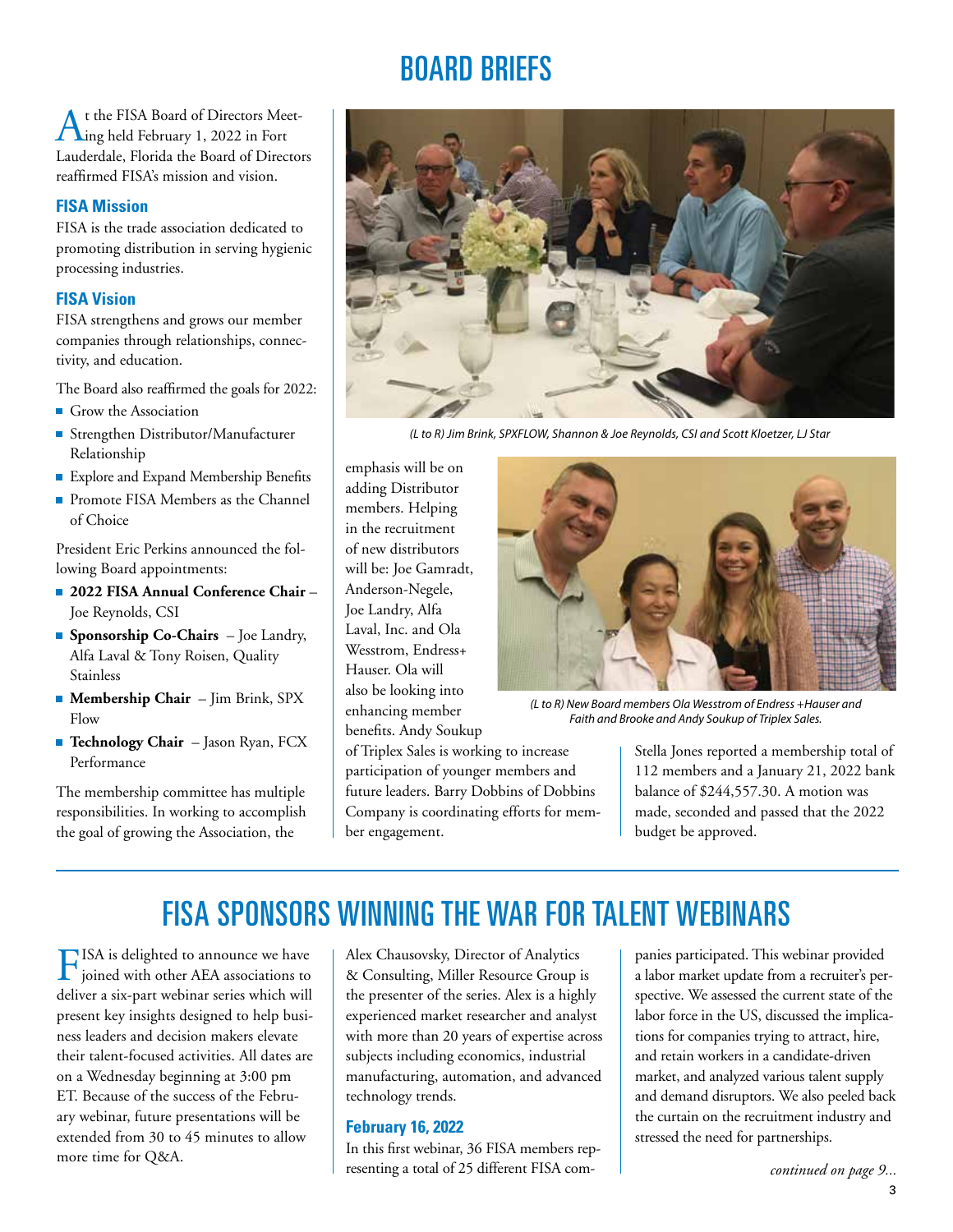# BOARD BRIEFS

At the FISA Board of Directors Meeting held February 1, 2022 in Fort Lauderdale, Florida the Board of Directors reaffirmed FISA's mission and vision.

### FISA Mission

FISA is the trade association dedicated to promoting distribution in serving hygienic processing industries.

### FISA Vision

FISA strengthens and grows our member companies through relationships, connectivity, and education.

The Board also reaffirmed the goals for 2022:

- Grow the Association
- Strengthen Distributor/Manufacturer Relationship
- Explore and Expand Membership Benefits
- Promote FISA Members as the Channel of Choice

President Eric Perkins announced the following Board appointments:

- **2022 FISA Annual Conference Chair** – Joe Reynolds, CSI
- **Sponsorship Co-Chairs** – Joe Landry, Alfa Laval & Tony Roisen, Quality Stainless
- **Membership Chair** – Jim Brink, SPX Flow
- **Technology Chair** – Jason Ryan, FCX Performance

The membership committee has multiple responsibilities. In working to accomplish the goal of growing the Association, the emphasis will be on adding Distributor members. Helping in the recruitment of new distributors will be: Joe Gamradt, Anderson-Negele, Joe Landry, Alfa Laval, Inc. and Ola Wesstrom, Endress+ Hauser. Ola will also be looking into enhancing member benefits. Andy Soukup of Triplex Sales is working to increase participation of younger members and future leaders. Barry Dobbins of Dobbins Company is coordinating efforts for member engagement.

*(L to R) Jim Brink, SPXFLOW, Shannon & Joe Reynolds, CSI and Scott Kloetzer, LJ Star*

*(L to R) New Board members Ola Wesstrom of Endress +Hauser and Faith and Brooke and Andy Soukup of Triplex Sales.*

Stella Jones reported a membership total of 112 members and a January 21, 2022 bank balance of $244,557.30. A motion was made, seconded and passed that the 2022 budget be approved.

# FISA SPONSORS WINNING THE WAR FOR TALENT WEBINARS

FISA is delighted to announce we have joined with other AEA associations to deliver a six-part webinar series which will present key insights designed to help business leaders and decision makers elevate their talent-focused activities. All dates are on a Wednesday beginning at 3:00 pm ET. Because of the success of the February webinar, future presentations will be extended from 30 to 45 minutes to allow more time for Q&A.

Alex Chausovsky, Director of Analytics & Consulting, Miller Resource Group is the presenter of the series. Alex is a highly experienced market researcher and analyst with more than 20 years of expertise across subjects including economics, industrial manufacturing, automation, and advanced technology trends.

### February 16, 2022

In this first webinar, 36 FISA members representing a total of 25 different FISA companies participated. This webinar provided a labor market update from a recruiter's perspective. We assessed the current state of the labor force in the US, discussed the implications for companies trying to attract, hire, and retain workers in a candidate-driven market, and analyzed various talent supply and demand disruptors. We also peeled back the curtain on the recruitment industry and stressed the need for partnerships.

*continued on page 9...*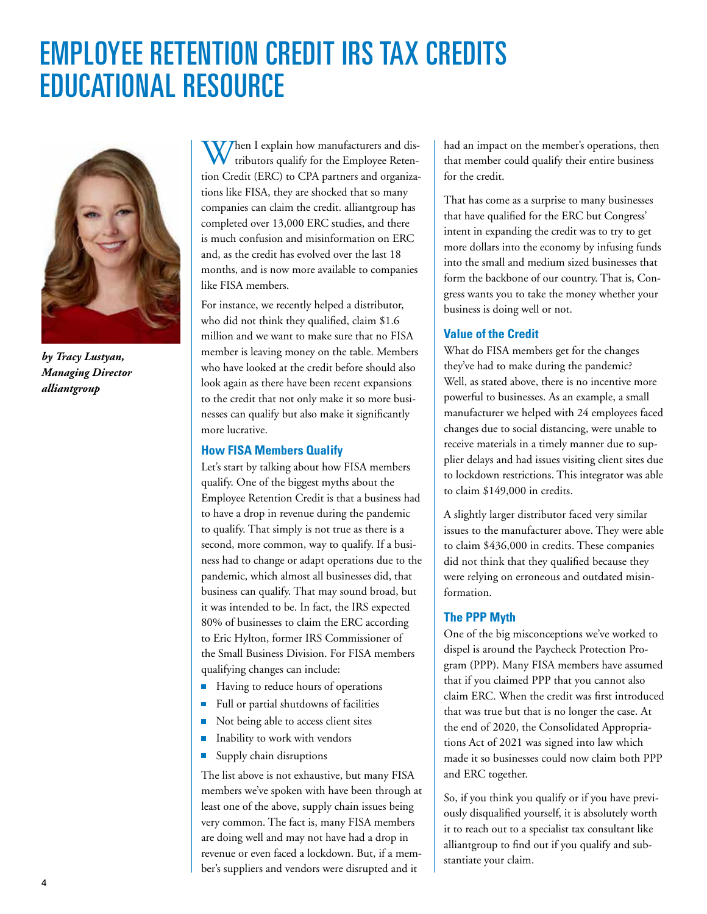# EMPLOYEE RETENTION CREDIT IRS TAX CREDITS EDUCATIONAL RESOURCE

***by Tracy Lustyan, Managing Director alliantgroup***

When I explain how manufacturers and distributors qualify for the Employee Retention Credit (ERC) to CPA partners and organizations like FISA, they are shocked that so many companies can claim the credit. alliantgroup has completed over 13,000 ERC studies, and there is much confusion and misinformation on ERC and, as the credit has evolved over the last 18 months, and is now more available to companies like FISA members.

For instance, we recently helped a distributor, who did not think they qualified, claim $1.6 million and we want to make sure that no FISA member is leaving money on the table. Members who have looked at the credit before should also look again as there have been recent expansions to the credit that not only make it so more businesses can qualify but also make it significantly more lucrative.

### How FISA Members Qualify

Let's start by talking about how FISA members qualify. One of the biggest myths about the Employee Retention Credit is that a business had to have a drop in revenue during the pandemic to qualify. That simply is not true as there is a second, more common, way to qualify. If a business had to change or adapt operations due to the pandemic, which almost all businesses did, that business can qualify. That may sound broad, but it was intended to be. In fact, the IRS expected 80% of businesses to claim the ERC according to Eric Hylton, former IRS Commissioner of the Small Business Division. For FISA members qualifying changes can include:

- Having to reduce hours of operations
- Full or partial shutdowns of facilities
- Not being able to access client sites
- Inability to work with vendors
- Supply chain disruptions

The list above is not exhaustive, but many FISA members we've spoken with have been through at least one of the above, supply chain issues being very common. The fact is, many FISA members are doing well and may not have had a drop in revenue or even faced a lockdown. But, if a member's suppliers and vendors were disrupted and it had an impact on the member's operations, then that member could qualify their entire business for the credit.

That has come as a surprise to many businesses that have qualified for the ERC but Congress' intent in expanding the credit was to try to get more dollars into the economy by infusing funds into the small and medium sized businesses that form the backbone of our country. That is, Congress wants you to take the money whether your business is doing well or not.

### Value of the Credit

What do FISA members get for the changes they've had to make during the pandemic? Well, as stated above, there is no incentive more powerful to businesses. As an example, a small manufacturer we helped with 24 employees faced changes due to social distancing, were unable to receive materials in a timely manner due to supplier delays and had issues visiting client sites due to lockdown restrictions. This integrator was able to claim $149,000 in credits.

A slightly larger distributor faced very similar issues to the manufacturer above. They were able to claim $436,000 in credits. These companies did not think that they qualified because they were relying on erroneous and outdated misinformation.

### The PPP Myth

One of the big misconceptions we've worked to dispel is around the Paycheck Protection Program (PPP). Many FISA members have assumed that if you claimed PPP that you cannot also claim ERC. When the credit was first introduced that was true but that is no longer the case. At the end of 2020, the Consolidated Appropriations Act of 2021 was signed into law which made it so businesses could now claim both PPP and ERC together.

So, if you think you qualify or if you have previously disqualified yourself, it is absolutely worth it to reach out to a specialist tax consultant like alliantgroup to find out if you qualify and substantiate your claim.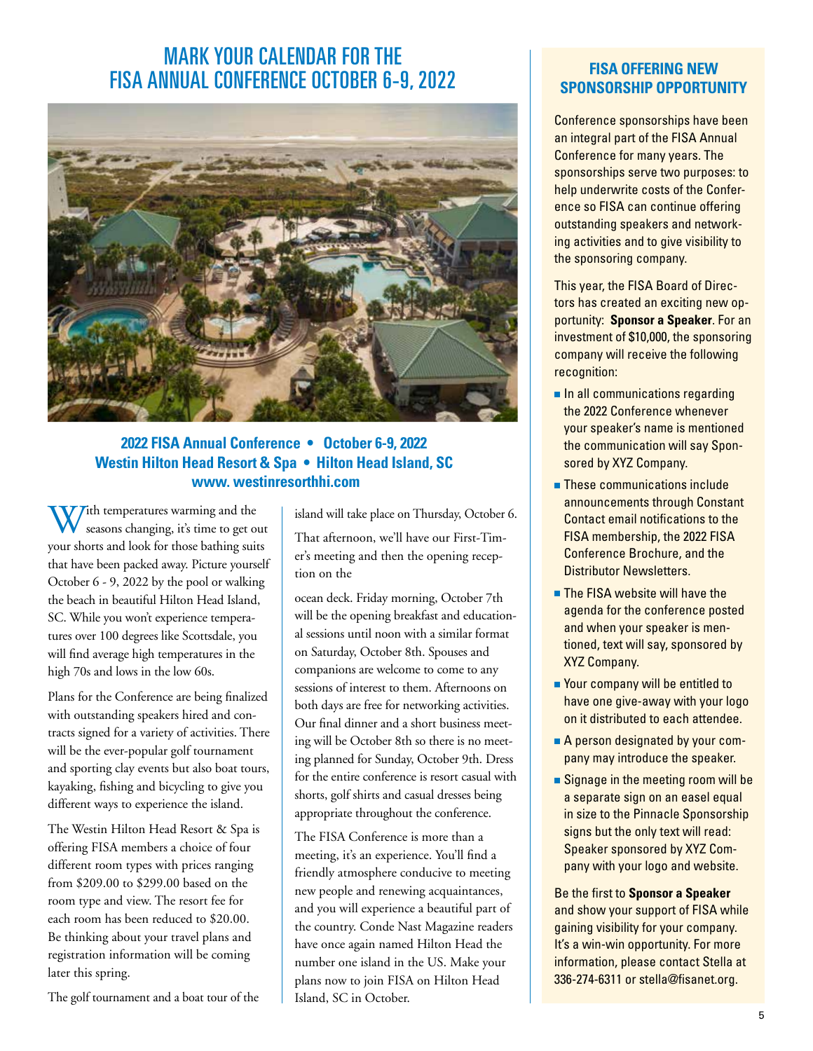# MARK YOUR CALENDAR FOR THE FISA ANNUAL CONFERENCE OCTOBER 6-9, 2022

**2022 FISA Annual Conference • October 6-9, 2022**
**Westin Hilton Head Resort & Spa • Hilton Head Island, SC**
**www. westinresorthhi.com**

With temperatures warming and the seasons changing, it's time to get out your shorts and look for those bathing suits that have been packed away. Picture yourself October 6 - 9, 2022 by the pool or walking the beach in beautiful Hilton Head Island, SC. While you won't experience temperatures over 100 degrees like Scottsdale, you will find average high temperatures in the high 70s and lows in the low 60s.

Plans for the Conference are being finalized with outstanding speakers hired and contracts signed for a variety of activities. There will be the ever-popular golf tournament and sporting clay events but also boat tours, kayaking, fishing and bicycling to give you different ways to experience the island.

The Westin Hilton Head Resort & Spa is offering FISA members a choice of four different room types with prices ranging from $209.00 to $299.00 based on the room type and view. The resort fee for each room has been reduced to $20.00. Be thinking about your travel plans and registration information will be coming later this spring.

The golf tournament and a boat tour of the island will take place on Thursday, October 6.

That afternoon, we'll have our First-Timer's meeting and then the opening reception on the ocean deck. Friday morning, October 7th will be the opening breakfast and educational sessions until noon with a similar format on Saturday, October 8th. Spouses and companions are welcome to come to any sessions of interest to them. Afternoons on both days are free for networking activities. Our final dinner and a short business meeting will be October 8th so there is no meeting planned for Sunday, October 9th. Dress for the entire conference is resort casual with shorts, golf shirts and casual dresses being appropriate throughout the conference.

The FISA Conference is more than a meeting, it's an experience. You'll find a friendly atmosphere conducive to meeting new people and renewing acquaintances, and you will experience a beautiful part of the country. Conde Nast Magazine readers have once again named Hilton Head the number one island in the US. Make your plans now to join FISA on Hilton Head Island, SC in October.

## FISA OFFERING NEW SPONSORSHIP OPPORTUNITY

Conference sponsorships have been an integral part of the FISA Annual Conference for many years. The sponsorships serve two purposes: to help underwrite costs of the Conference so FISA can continue offering outstanding speakers and networking activities and to give visibility to the sponsoring company.

This year, the FISA Board of Directors has created an exciting new opportunity: **Sponsor a Speaker**. For an investment of $10,000, the sponsoring company will receive the following recognition:

- In all communications regarding the 2022 Conference whenever your speaker's name is mentioned the communication will say Sponsored by XYZ Company.
- These communications include announcements through Constant Contact email notifications to the FISA membership, the 2022 FISA Conference Brochure, and the Distributor Newsletters.
- The FISA website will have the agenda for the conference posted and when your speaker is mentioned, text will say, sponsored by XYZ Company.
- Your company will be entitled to have one give-away with your logo on it distributed to each attendee.
- A person designated by your company may introduce the speaker.
- Signage in the meeting room will be a separate sign on an easel equal in size to the Pinnacle Sponsorship signs but the only text will read: Speaker sponsored by XYZ Company with your logo and website.

Be the first to **Sponsor a Speaker** and show your support of FISA while gaining visibility for your company. It's a win-win opportunity. For more information, please contact Stella at 336-274-6311 or stella@fisanet.org.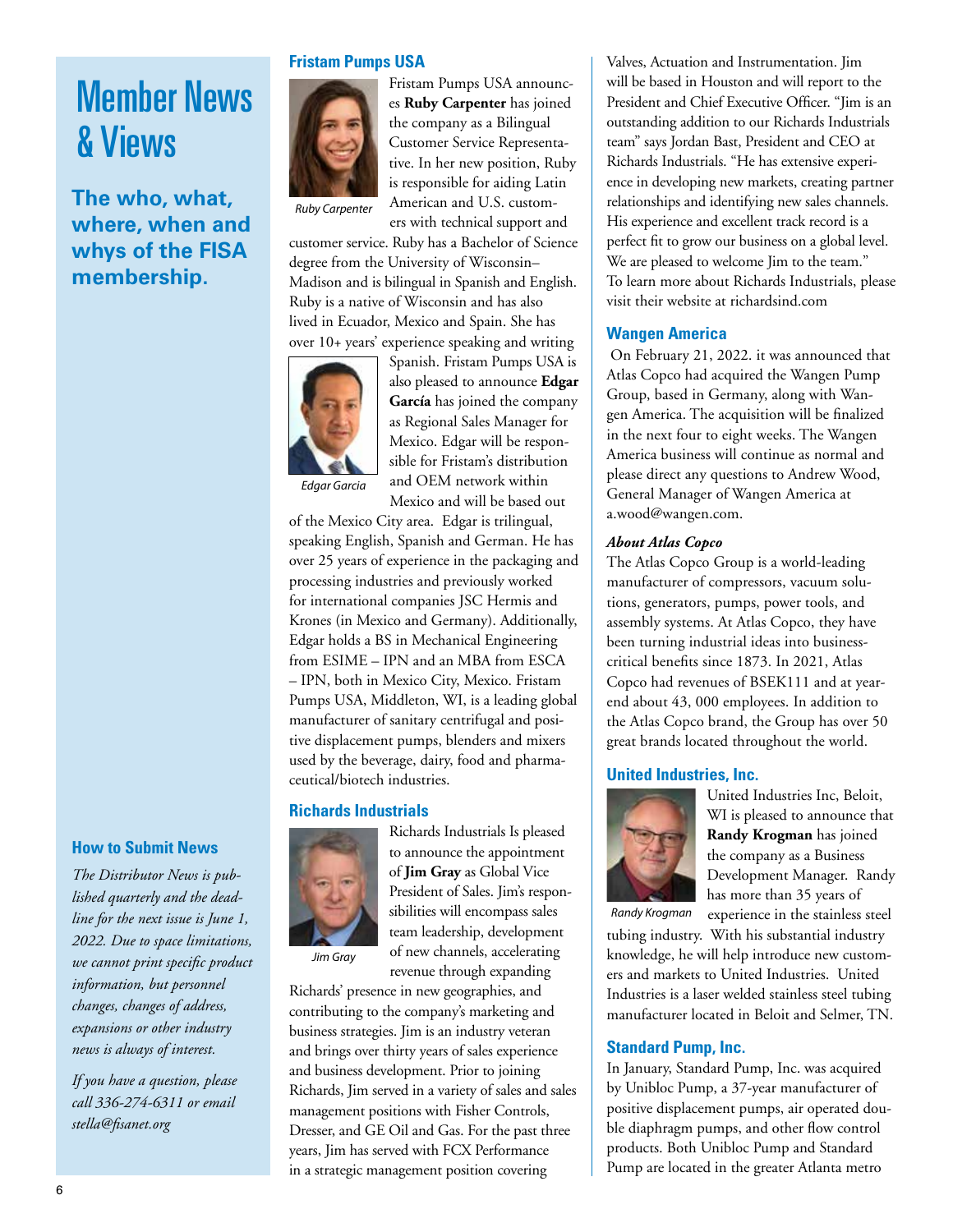# Member News & Views

**The who, what, where, when and whys of the FISA membership.**

### How to Submit News

*The Distributor News is published quarterly and the deadline for the next issue is June 1, 2022. Due to space limitations, we cannot print specific product information, but personnel changes, changes of address, expansions or other industry news is always of interest.*

*If you have a question, please call 336-274-6311 or email stella@fisanet.org*

### Fristam Pumps USA

Ruby Carpenter

Fristam Pumps USA announces **Ruby Carpenter** has joined the company as a Bilingual Customer Service Representative. In her new position, Ruby is responsible for aiding Latin American and U.S. customers with technical support and customer service. Ruby has a Bachelor of Science degree from the University of Wisconsin–Madison and is bilingual in Spanish and English. Ruby is a native of Wisconsin and has also lived in Ecuador, Mexico and Spain. She has over 10+ years' experience speaking and writing Spanish. Fristam Pumps USA is also pleased to announce **Edgar García** has joined the company as Regional Sales Manager for Mexico. Edgar will be responsible for Fristam's distribution and OEM network within Mexico and will be based out of the Mexico City area. Edgar is trilingual, speaking English, Spanish and German. He has over 25 years of experience in the packaging and processing industries and previously worked for international companies JSC Hermis and Krones (in Mexico and Germany). Additionally, Edgar holds a BS in Mechanical Engineering from ESIME – IPN and an MBA from ESCA – IPN, both in Mexico City, Mexico. Fristam Pumps USA, Middleton, WI, is a leading global manufacturer of sanitary centrifugal and positive displacement pumps, blenders and mixers used by the beverage, dairy, food and pharmaceutical/biotech industries.

Edgar Garcia

### Richards Industrials

Jim Gray

Richards Industrials Is pleased to announce the appointment of **Jim Gray** as Global Vice President of Sales. Jim's responsibilities will encompass sales team leadership, development of new channels, accelerating revenue through expanding Richards' presence in new geographies, and contributing to the company's marketing and business strategies. Jim is an industry veteran and brings over thirty years of sales experience and business development. Prior to joining Richards, Jim served in a variety of sales and sales management positions with Fisher Controls, Dresser, and GE Oil and Gas. For the past three years, Jim has served with FCX Performance in a strategic management position covering Valves, Actuation and Instrumentation. Jim will be based in Houston and will report to the President and Chief Executive Officer. "Jim is an outstanding addition to our Richards Industrials team" says Jordan Bast, President and CEO at Richards Industrials. "He has extensive experience in developing new markets, creating partner relationships and identifying new sales channels. His experience and excellent track record is a perfect fit to grow our business on a global level. We are pleased to welcome Jim to the team." To learn more about Richards Industrials, please visit their website at richardsind.com

### Wangen America

On February 21, 2022. it was announced that Atlas Copco had acquired the Wangen Pump Group, based in Germany, along with Wangen America. The acquisition will be finalized in the next four to eight weeks. The Wangen America business will continue as normal and please direct any questions to Andrew Wood, General Manager of Wangen America at a.wood@wangen.com.

***About Atlas Copco***

The Atlas Copco Group is a world-leading manufacturer of compressors, vacuum solutions, generators, pumps, power tools, and assembly systems. At Atlas Copco, they have been turning industrial ideas into business-critical benefits since 1873. In 2021, Atlas Copco had revenues of BSEK111 and at year-end about 43, 000 employees. In addition to the Atlas Copco brand, the Group has over 50 great brands located throughout the world.

### United Industries, Inc.

Randy Krogman

United Industries Inc, Beloit, WI is pleased to announce that **Randy Krogman** has joined the company as a Business Development Manager. Randy has more than 35 years of experience in the stainless steel tubing industry. With his substantial industry knowledge, he will help introduce new customers and markets to United Industries. United Industries is a laser welded stainless steel tubing manufacturer located in Beloit and Selmer, TN.

### Standard Pump, Inc.

In January, Standard Pump, Inc. was acquired by Unibloc Pump, a 37-year manufacturer of positive displacement pumps, air operated double diaphragm pumps, and other flow control products. Both Unibloc Pump and Standard Pump are located in the greater Atlanta metro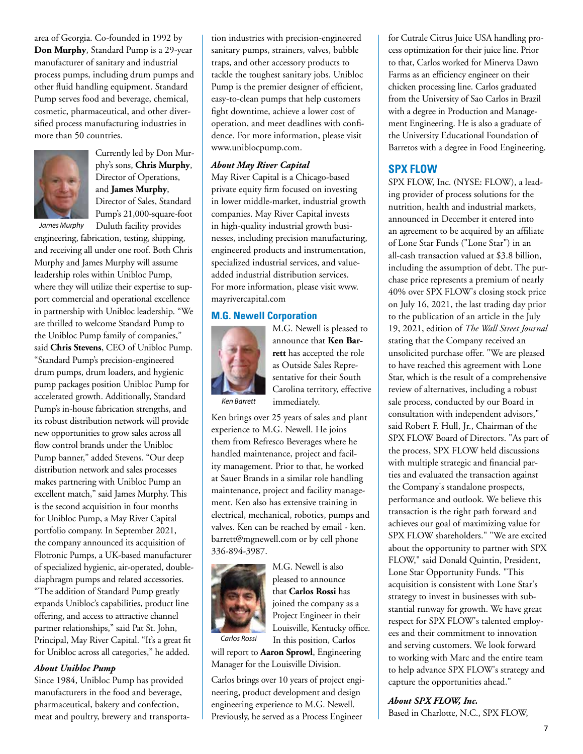area of Georgia. Co-founded in 1992 by **Don Murphy**, Standard Pump is a 29-year manufacturer of sanitary and industrial process pumps, including drum pumps and other fluid handling equipment. Standard Pump serves food and beverage, chemical, cosmetic, pharmaceutical, and other diversified process manufacturing industries in more than 50 countries.

James Murphy

Currently led by Don Murphy's sons, **Chris Murphy**, Director of Operations, and **James Murphy**, Director of Sales, Standard Pump's 21,000-square-foot Duluth facility provides engineering, fabrication, testing, shipping, and receiving all under one roof. Both Chris Murphy and James Murphy will assume leadership roles within Unibloc Pump, where they will utilize their expertise to support commercial and operational excellence in partnership with Unibloc leadership. "We are thrilled to welcome Standard Pump to the Unibloc Pump family of companies," said **Chris Stevens**, CEO of Unibloc Pump. "Standard Pump's precision-engineered drum pumps, drum loaders, and hygienic pump packages position Unibloc Pump for accelerated growth. Additionally, Standard Pump's in-house fabrication strengths, and its robust distribution network will provide new opportunities to grow sales across all flow control brands under the Unibloc Pump banner," added Stevens. "Our deep distribution network and sales processes makes partnering with Unibloc Pump an excellent match," said James Murphy. This is the second acquisition in four months for Unibloc Pump, a May River Capital portfolio company. In September 2021, the company announced its acquisition of Flotronic Pumps, a UK-based manufacturer of specialized hygienic, air-operated, double-diaphragm pumps and related accessories. "The addition of Standard Pump greatly expands Unibloc's capabilities, product line offering, and access to attractive channel partner relationships," said Pat St. John, Principal, May River Capital. "It's a great fit for Unibloc across all categories," he added.

***About Unibloc Pump***

Since 1984, Unibloc Pump has provided manufacturers in the food and beverage, pharmaceutical, bakery and confection, meat and poultry, brewery and transportation industries with precision-engineered sanitary pumps, strainers, valves, bubble traps, and other accessory products to tackle the toughest sanitary jobs. Unibloc Pump is the premier designer of efficient, easy-to-clean pumps that help customers fight downtime, achieve a lower cost of operation, and meet deadlines with confidence. For more information, please visit www.uniblocpump.com.

***About May River Capital***

May River Capital is a Chicago-based private equity firm focused on investing in lower middle-market, industrial growth companies. May River Capital invests in high-quality industrial growth businesses, including precision manufacturing, engineered products and instrumentation, specialized industrial services, and value-added industrial distribution services. For more information, please visit www.mayrivercapital.com

## M.G. Newell Corporation

Ken Barrett

M.G. Newell is pleased to announce that **Ken Barrett** has accepted the role as Outside Sales Representative for their South Carolina territory, effective immediately.

Ken brings over 25 years of sales and plant experience to M.G. Newell. He joins them from Refresco Beverages where he handled maintenance, project and facility management. Prior to that, he worked at Sauer Brands in a similar role handling maintenance, project and facility management. Ken also has extensive training in electrical, mechanical, robotics, pumps and valves. Ken can be reached by email - ken.barrett@mgnewell.com or by cell phone 336-894-3987.

Carlos Rossi

M.G. Newell is also pleased to announce that **Carlos Rossi** has joined the company as a Project Engineer in their Louisville, Kentucky office. In this position, Carlos will report to **Aaron Sprowl**, Engineering Manager for the Louisville Division.

Carlos brings over 10 years of project engineering, product development and design engineering experience to M.G. Newell. Previously, he served as a Process Engineer for Cutrale Citrus Juice USA handling process optimization for their juice line. Prior to that, Carlos worked for Minerva Dawn Farms as an efficiency engineer on their chicken processing line. Carlos graduated from the University of Sao Carlos in Brazil with a degree in Production and Management Engineering. He is also a graduate of the University Educational Foundation of Barretos with a degree in Food Engineering.

## SPX FLOW

SPX FLOW, Inc. (NYSE: FLOW), a leading provider of process solutions for the nutrition, health and industrial markets, announced in December it entered into an agreement to be acquired by an affiliate of Lone Star Funds ("Lone Star") in an all-cash transaction valued at $3.8 billion, including the assumption of debt. The purchase price represents a premium of nearly 40% over SPX FLOW's closing stock price on July 16, 2021, the last trading day prior to the publication of an article in the July 19, 2021, edition of *The Wall Street Journal* stating that the Company received an unsolicited purchase offer. "We are pleased to have reached this agreement with Lone Star, which is the result of a comprehensive review of alternatives, including a robust sale process, conducted by our Board in consultation with independent advisors," said Robert F. Hull, Jr., Chairman of the SPX FLOW Board of Directors. "As part of the process, SPX FLOW held discussions with multiple strategic and financial parties and evaluated the transaction against the Company's standalone prospects, performance and outlook. We believe this transaction is the right path forward and achieves our goal of maximizing value for SPX FLOW shareholders." "We are excited about the opportunity to partner with SPX FLOW," said Donald Quintin, President, Lone Star Opportunity Funds. "This acquisition is consistent with Lone Star's strategy to invest in businesses with substantial runway for growth. We have great respect for SPX FLOW's talented employees and their commitment to innovation and serving customers. We look forward to working with Marc and the entire team to help advance SPX FLOW's strategy and capture the opportunities ahead."

***About SPX FLOW, Inc.***

Based in Charlotte, N.C., SPX FLOW,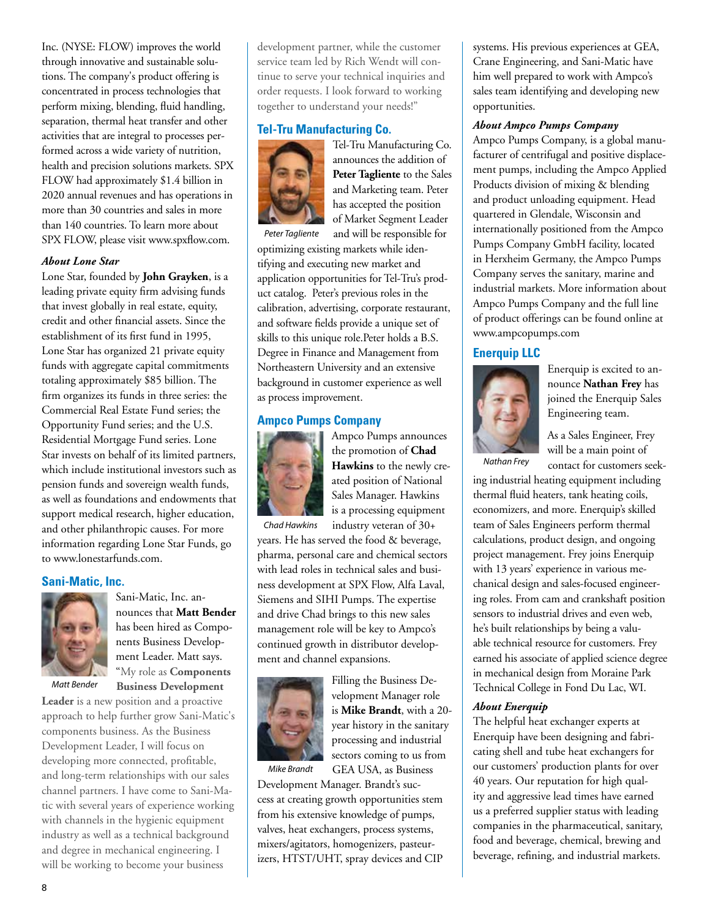Inc. (NYSE: FLOW) improves the world through innovative and sustainable solutions. The company's product offering is concentrated in process technologies that perform mixing, blending, fluid handling, separation, thermal heat transfer and other activities that are integral to processes performed across a wide variety of nutrition, health and precision solutions markets. SPX FLOW had approximately $1.4 billion in 2020 annual revenues and has operations in more than 30 countries and sales in more than 140 countries. To learn more about SPX FLOW, please visit www.spxflow.com.

***About Lone Star***

Lone Star, founded by **John Grayken**, is a leading private equity firm advising funds that invest globally in real estate, equity, credit and other financial assets. Since the establishment of its first fund in 1995, Lone Star has organized 21 private equity funds with aggregate capital commitments totaling approximately $85 billion. The firm organizes its funds in three series: the Commercial Real Estate Fund series; the Opportunity Fund series; and the U.S. Residential Mortgage Fund series. Lone Star invests on behalf of its limited partners, which include institutional investors such as pension funds and sovereign wealth funds, as well as foundations and endowments that support medical research, higher education, and other philanthropic causes. For more information regarding Lone Star Funds, go to www.lonestarfunds.com.

## Sani-Matic, Inc.

*Matt Bender*

Sani-Matic, Inc. announces that **Matt Bender** has been hired as Components Business Development Leader. Matt says. "My role as **Components Business Development Leader** is a new position and a proactive approach to help further grow Sani-Matic's components business. As the Business Development Leader, I will focus on developing more connected, profitable, and long-term relationships with our sales channel partners. I have come to Sani-Matic with several years of experience working with channels in the hygienic equipment industry as well as a technical background and degree in mechanical engineering. I will be working to become your business development partner, while the customer service team led by Rich Wendt will continue to serve your technical inquiries and order requests. I look forward to working together to understand your needs!"

## Tel-Tru Manufacturing Co.

*Peter Tagliente*

Tel-Tru Manufacturing Co. announces the addition of **Peter Tagliente** to the Sales and Marketing team. Peter has accepted the position of Market Segment Leader and will be responsible for optimizing existing markets while identifying and executing new market and application opportunities for Tel-Tru's product catalog. Peter's previous roles in the calibration, advertising, corporate restaurant, and software fields provide a unique set of skills to this unique role.Peter holds a B.S. Degree in Finance and Management from Northeastern University and an extensive background in customer experience as well as process improvement.

## Ampco Pumps Company

*Chad Hawkins*

Ampco Pumps announces the promotion of **Chad Hawkins** to the newly created position of National Sales Manager. Hawkins is a processing equipment industry veteran of 30+ years. He has served the food & beverage, pharma, personal care and chemical sectors with lead roles in technical sales and business development at SPX Flow, Alfa Laval, Siemens and SIHI Pumps. The expertise and drive Chad brings to this new sales management role will be key to Ampco's continued growth in distributor development and channel expansions.

*Mike Brandt*

Filling the Business Development Manager role is **Mike Brandt**, with a 20-year history in the sanitary processing and industrial sectors coming to us from GEA USA, as Business Development Manager. Brandt's success at creating growth opportunities stem from his extensive knowledge of pumps, valves, heat exchangers, process systems, mixers/agitators, homogenizers, pasteurizers, HTST/UHT, spray devices and CIP systems. His previous experiences at GEA, Crane Engineering, and Sani-Matic have him well prepared to work with Ampco's sales team identifying and developing new opportunities.

***About Ampco Pumps Company***

Ampco Pumps Company, is a global manufacturer of centrifugal and positive displacement pumps, including the Ampco Applied Products division of mixing & blending and product unloading equipment. Head quartered in Glendale, Wisconsin and internationally positioned from the Ampco Pumps Company GmbH facility, located in Herxheim Germany, the Ampco Pumps Company serves the sanitary, marine and industrial markets. More information about Ampco Pumps Company and the full line of product offerings can be found online at www.ampcopumps.com

## Enerquip LLC

*Nathan Frey*

Enerquip is excited to announce **Nathan Frey** has joined the Enerquip Sales Engineering team.

As a Sales Engineer, Frey will be a main point of contact for customers seeking industrial heating equipment including thermal fluid heaters, tank heating coils, economizers, and more. Enerquip's skilled team of Sales Engineers perform thermal calculations, product design, and ongoing project management. Frey joins Enerquip with 13 years' experience in various mechanical design and sales-focused engineering roles. From cam and crankshaft position sensors to industrial drives and even web, he's built relationships by being a valuable technical resource for customers. Frey earned his associate of applied science degree in mechanical design from Moraine Park Technical College in Fond Du Lac, WI.

***About Enerquip***

The helpful heat exchanger experts at Enerquip have been designing and fabricating shell and tube heat exchangers for our customers' production plants for over 40 years. Our reputation for high quality and aggressive lead times have earned us a preferred supplier status with leading companies in the pharmaceutical, sanitary, food and beverage, chemical, brewing and beverage, refining, and industrial markets.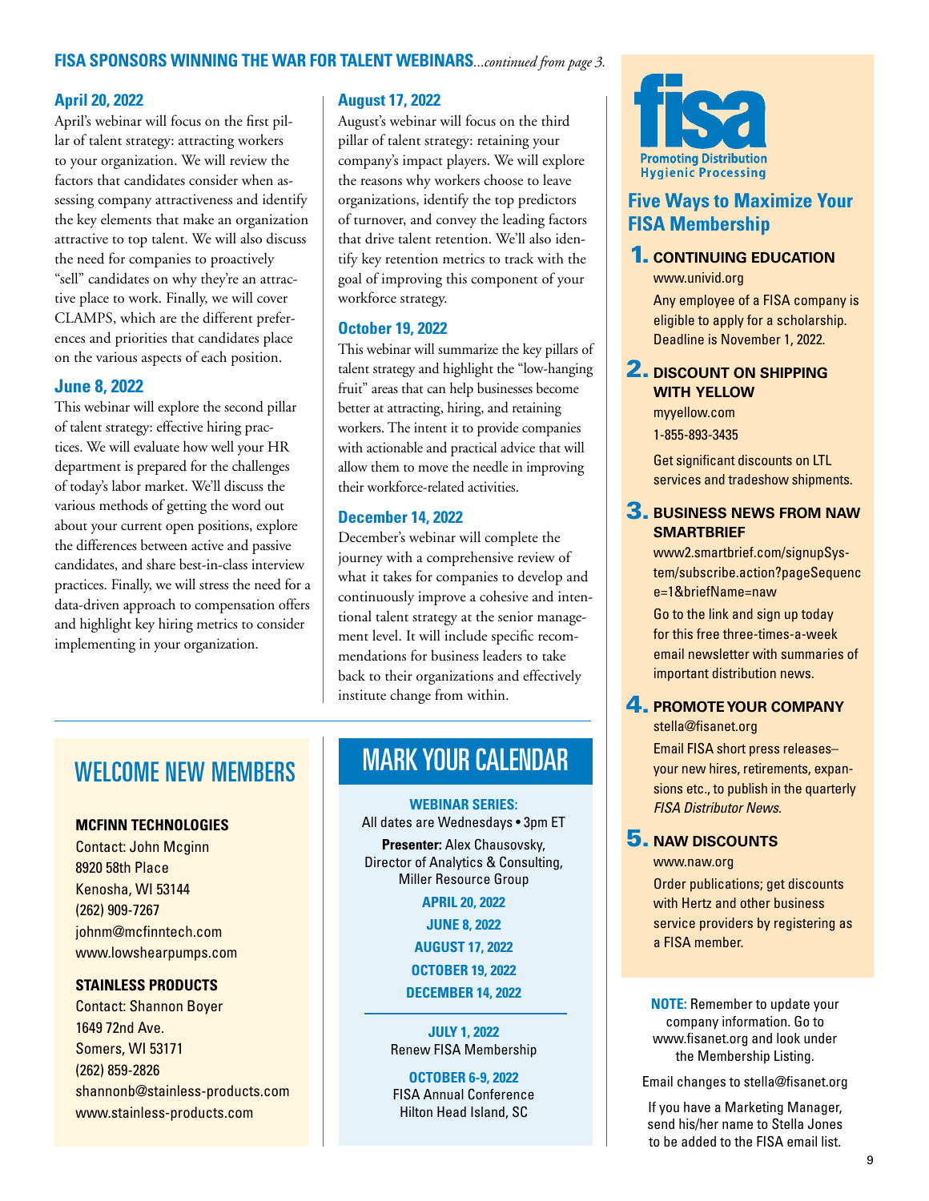## FISA SPONSORS WINNING THE WAR FOR TALENT WEBINARS*...continued from page 3.*

### April 20, 2022

April's webinar will focus on the first pillar of talent strategy: attracting workers to your organization. We will review the factors that candidates consider when assessing company attractiveness and identify the key elements that make an organization attractive to top talent. We will also discuss the need for companies to proactively "sell" candidates on why they're an attractive place to work. Finally, we will cover CLAMPS, which are the different preferences and priorities that candidates place on the various aspects of each position.

### June 8, 2022

This webinar will explore the second pillar of talent strategy: effective hiring practices. We will evaluate how well your HR department is prepared for the challenges of today's labor market. We'll discuss the various methods of getting the word out about your current open positions, explore the differences between active and passive candidates, and share best-in-class interview practices. Finally, we will stress the need for a data-driven approach to compensation offers and highlight key hiring metrics to consider implementing in your organization.

### August 17, 2022

August's webinar will focus on the third pillar of talent strategy: retaining your company's impact players. We will explore the reasons why workers choose to leave organizations, identify the top predictors of turnover, and convey the leading factors that drive talent retention. We'll also identify key retention metrics to track with the goal of improving this component of your workforce strategy.

### October 19, 2022

This webinar will summarize the key pillars of talent strategy and highlight the "low-hanging fruit" areas that can help businesses become better at attracting, hiring, and retaining workers. The intent it to provide companies with actionable and practical advice that will allow them to move the needle in improving their workforce-related activities.

### December 14, 2022

December's webinar will complete the journey with a comprehensive review of what it takes for companies to develop and continuously improve a cohesive and intentional talent strategy at the senior management level. It will include specific recommendations for business leaders to take back to their organizations and effectively institute change from within.

## WELCOME NEW MEMBERS

**MCFINN TECHNOLOGIES**
Contact: John Mcginn
8920 58th Place
Kenosha, WI 53144
(262) 909-7267
johnm@mcfinntech.com
www.lowshearpumps.com

**STAINLESS PRODUCTS**
Contact: Shannon Boyer
1649 72nd Ave.
Somers, WI 53171
(262) 859-2826
shannonb@stainless-products.com
www.stainless-products.com

## MARK YOUR CALENDAR

**WEBINAR SERIES:**
All dates are Wednesdays • 3pm ET

**Presenter:** Alex Chausovsky, Director of Analytics & Consulting, Miller Resource Group

**APRIL 20, 2022**
**JUNE 8, 2022**
**AUGUST 17, 2022**
**OCTOBER 19, 2022**
**DECEMBER 14, 2022**

**JULY 1, 2022**
Renew FISA Membership

**OCTOBER 6-9, 2022**
FISA Annual Conference
Hilton Head Island, SC

---

fisa
Promoting Distribution
Hygienic Processing

## Five Ways to Maximize Your FISA Membership

**1. CONTINUING EDUCATION**
www.univid.org
Any employee of a FISA company is eligible to apply for a scholarship. Deadline is November 1, 2022.

**2. DISCOUNT ON SHIPPING WITH YELLOW**
myyellow.com
1-855-893-3435
Get significant discounts on LTL services and tradeshow shipments.

**3. BUSINESS NEWS FROM NAW SMARTBRIEF**
www2.smartbrief.com/signupSystem/subscribe.action?pageSequence=1&briefName=naw
Go to the link and sign up today for this free three-times-a-week email newsletter with summaries of important distribution news.

**4. PROMOTE YOUR COMPANY**
stella@fisanet.org
Email FISA short press releases–your new hires, retirements, expansions etc., to publish in the quarterly *FISA Distributor News*.

**5. NAW DISCOUNTS**
www.naw.org
Order publications; get discounts with Hertz and other business service providers by registering as a FISA member.

**NOTE:** Remember to update your company information. Go to www.fisanet.org and look under the Membership Listing.

Email changes to stella@fisanet.org

If you have a Marketing Manager, send his/her name to Stella Jones to be added to the FISA email list.